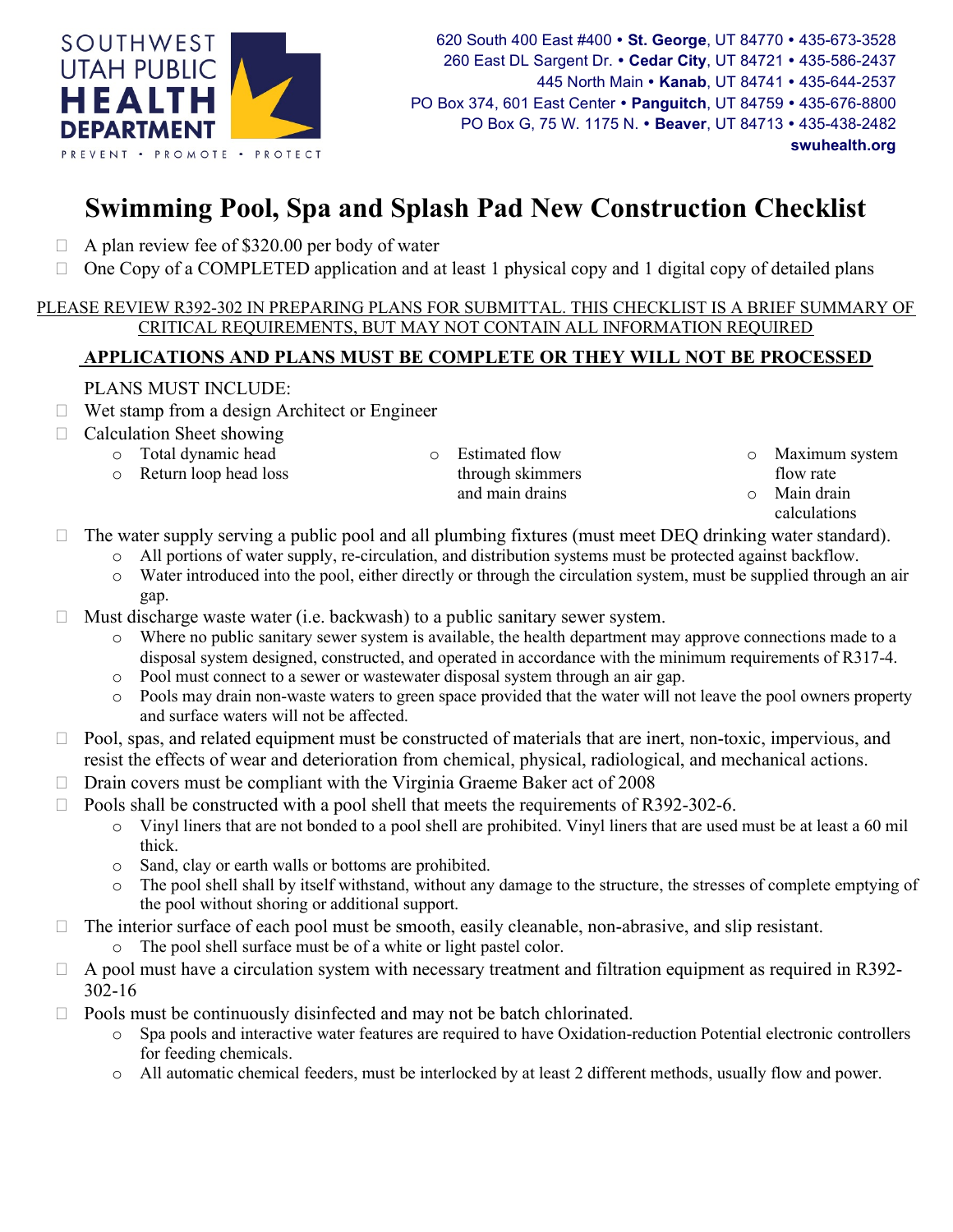SOUTHWEST UTAH PUBLIC HEALTH DEPARTMENT

PREVENT • PROMOTE • PROTECT

620 South 400 East #400 • **St. George**, UT 84770 • 435-673-3528
260 East DL Sargent Dr. • **Cedar City**, UT 84721 • 435-586-2437
445 North Main • **Kanab**, UT 84741 • 435-644-2537
PO Box 374, 601 East Center • **Panguitch**, UT 84759 • 435-676-8800
PO Box G, 75 W. 1175 N. • **Beaver**, UT 84713 • 435-438-2482
**swuhealth.org**

# Swimming Pool, Spa and Splash Pad New Construction Checklist

- ☐ A plan review fee of $320.00 per body of water
- ☐ One Copy of a COMPLETED application and at least 1 physical copy and 1 digital copy of detailed plans

PLEASE REVIEW R392-302 IN PREPARING PLANS FOR SUBMITTAL. THIS CHECKLIST IS A BRIEF SUMMARY OF CRITICAL REQUIREMENTS, BUT MAY NOT CONTAIN ALL INFORMATION REQUIRED

**APPLICATIONS AND PLANS MUST BE COMPLETE OR THEY WILL NOT BE PROCESSED**

PLANS MUST INCLUDE:

- ☐ Wet stamp from a design Architect or Engineer
- ☐ Calculation Sheet showing
  - Total dynamic head
  - Return loop head loss
  - Estimated flow through skimmers and main drains
  - Maximum system flow rate
  - Main drain calculations
- ☐ The water supply serving a public pool and all plumbing fixtures (must meet DEQ drinking water standard).
  - All portions of water supply, re-circulation, and distribution systems must be protected against backflow.
  - Water introduced into the pool, either directly or through the circulation system, must be supplied through an air gap.
- ☐ Must discharge waste water (i.e. backwash) to a public sanitary sewer system.
  - Where no public sanitary sewer system is available, the health department may approve connections made to a disposal system designed, constructed, and operated in accordance with the minimum requirements of R317-4.
  - Pool must connect to a sewer or wastewater disposal system through an air gap.
  - Pools may drain non-waste waters to green space provided that the water will not leave the pool owners property and surface waters will not be affected.
- ☐ Pool, spas, and related equipment must be constructed of materials that are inert, non-toxic, impervious, and resist the effects of wear and deterioration from chemical, physical, radiological, and mechanical actions.
- ☐ Drain covers must be compliant with the Virginia Graeme Baker act of 2008
- ☐ Pools shall be constructed with a pool shell that meets the requirements of R392-302-6.
  - Vinyl liners that are not bonded to a pool shell are prohibited. Vinyl liners that are used must be at least a 60 mil thick.
  - Sand, clay or earth walls or bottoms are prohibited.
  - The pool shell shall by itself withstand, without any damage to the structure, the stresses of complete emptying of the pool without shoring or additional support.
- ☐ The interior surface of each pool must be smooth, easily cleanable, non-abrasive, and slip resistant.
  - The pool shell surface must be of a white or light pastel color.
- ☐ A pool must have a circulation system with necessary treatment and filtration equipment as required in R392-302-16
- ☐ Pools must be continuously disinfected and may not be batch chlorinated.
  - Spa pools and interactive water features are required to have Oxidation-reduction Potential electronic controllers for feeding chemicals.
  - All automatic chemical feeders, must be interlocked by at least 2 different methods, usually flow and power.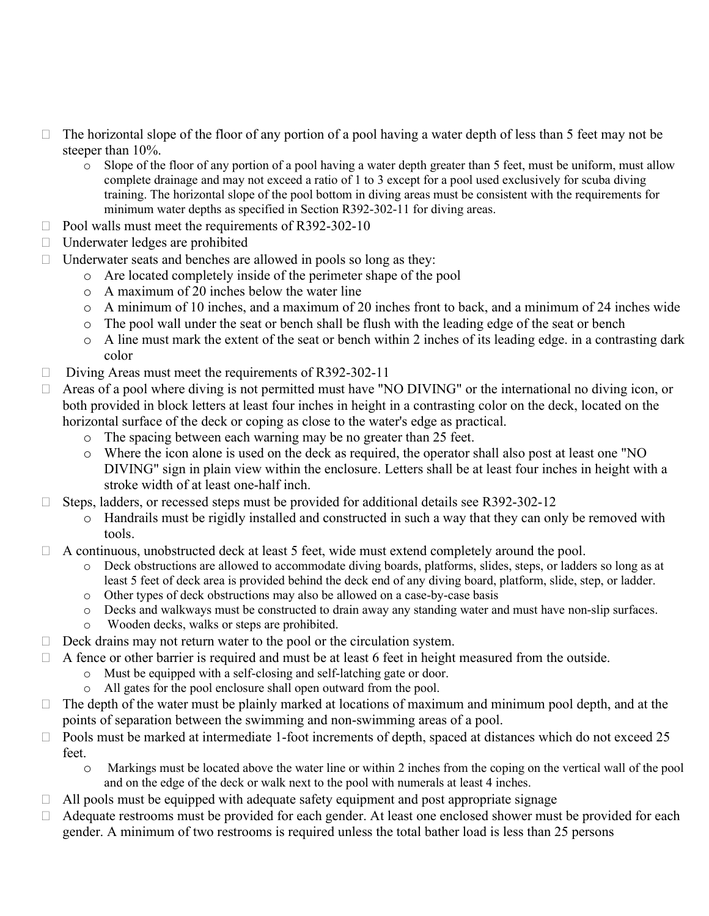- The horizontal slope of the floor of any portion of a pool having a water depth of less than 5 feet may not be steeper than 10%.
    - Slope of the floor of any portion of a pool having a water depth greater than 5 feet, must be uniform, must allow complete drainage and may not exceed a ratio of 1 to 3 except for a pool used exclusively for scuba diving training. The horizontal slope of the pool bottom in diving areas must be consistent with the requirements for minimum water depths as specified in Section R392-302-11 for diving areas.
- Pool walls must meet the requirements of R392-302-10
- Underwater ledges are prohibited
- Underwater seats and benches are allowed in pools so long as they:
    - Are located completely inside of the perimeter shape of the pool
    - A maximum of 20 inches below the water line
    - A minimum of 10 inches, and a maximum of 20 inches front to back, and a minimum of 24 inches wide
    - The pool wall under the seat or bench shall be flush with the leading edge of the seat or bench
    - A line must mark the extent of the seat or bench within 2 inches of its leading edge. in a contrasting dark color
- Diving Areas must meet the requirements of R392-302-11
- Areas of a pool where diving is not permitted must have "NO DIVING" or the international no diving icon, or both provided in block letters at least four inches in height in a contrasting color on the deck, located on the horizontal surface of the deck or coping as close to the water's edge as practical.
    - The spacing between each warning may be no greater than 25 feet.
    - Where the icon alone is used on the deck as required, the operator shall also post at least one "NO DIVING" sign in plain view within the enclosure. Letters shall be at least four inches in height with a stroke width of at least one-half inch.
- Steps, ladders, or recessed steps must be provided for additional details see R392-302-12
    - Handrails must be rigidly installed and constructed in such a way that they can only be removed with tools.
- A continuous, unobstructed deck at least 5 feet, wide must extend completely around the pool.
    - Deck obstructions are allowed to accommodate diving boards, platforms, slides, steps, or ladders so long as at least 5 feet of deck area is provided behind the deck end of any diving board, platform, slide, step, or ladder.
    - Other types of deck obstructions may also be allowed on a case-by-case basis
    - Decks and walkways must be constructed to drain away any standing water and must have non-slip surfaces.
    - Wooden decks, walks or steps are prohibited.
- Deck drains may not return water to the pool or the circulation system.
- A fence or other barrier is required and must be at least 6 feet in height measured from the outside.
    - Must be equipped with a self-closing and self-latching gate or door.
    - All gates for the pool enclosure shall open outward from the pool.
- The depth of the water must be plainly marked at locations of maximum and minimum pool depth, and at the points of separation between the swimming and non-swimming areas of a pool.
- Pools must be marked at intermediate 1-foot increments of depth, spaced at distances which do not exceed 25 feet.
    - Markings must be located above the water line or within 2 inches from the coping on the vertical wall of the pool and on the edge of the deck or walk next to the pool with numerals at least 4 inches.
- All pools must be equipped with adequate safety equipment and post appropriate signage
- Adequate restrooms must be provided for each gender. At least one enclosed shower must be provided for each gender. A minimum of two restrooms is required unless the total bather load is less than 25 persons